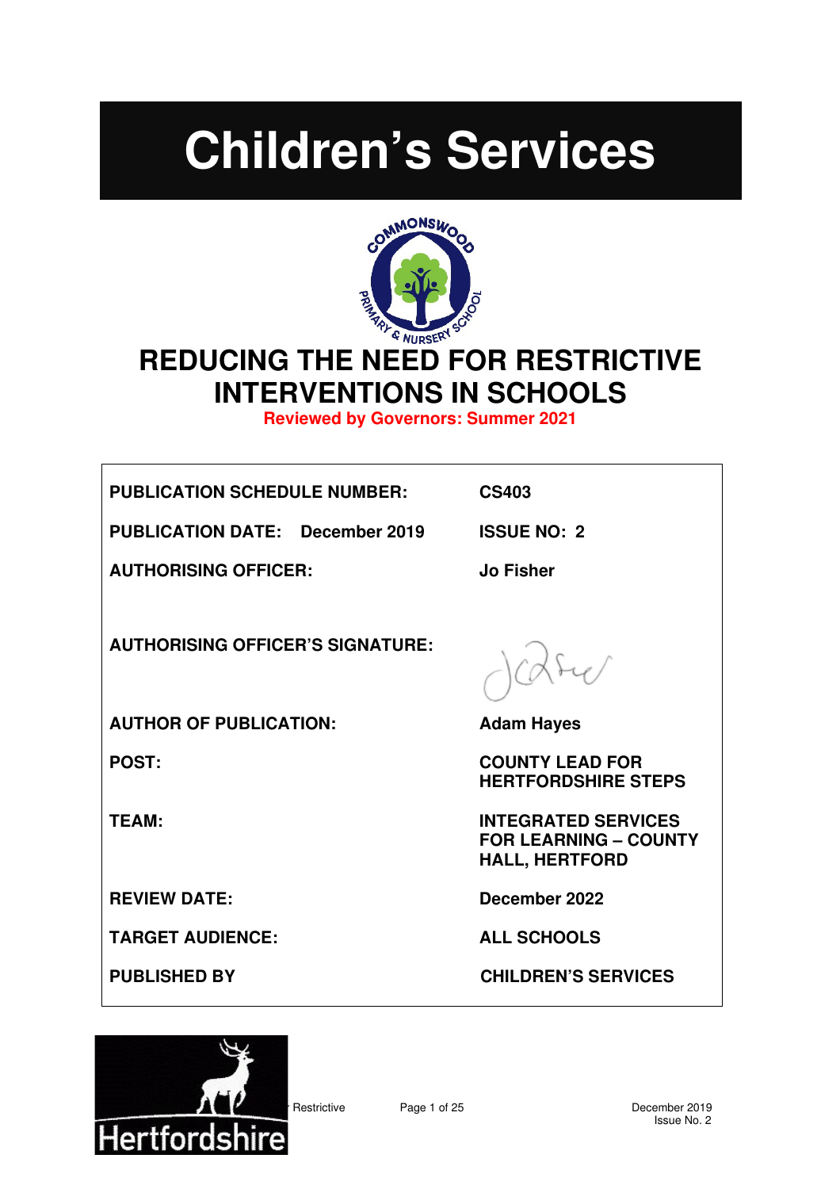# Children's Services

## REDUCING THE NEED FOR RESTRICTIVE INTERVENTIONS IN SCHOOLS

**Reviewed by Governors: Summer 2021**

| | |
|---|---|
| **PUBLICATION SCHEDULE NUMBER:** | **CS403** |
| **PUBLICATION DATE: December 2019** | **ISSUE NO: 2** |
| **AUTHORISING OFFICER:** | **Jo Fisher** |
| **AUTHORISING OFFICER'S SIGNATURE:** | |
| **AUTHOR OF PUBLICATION:** | **Adam Hayes** |
| **POST:** | **COUNTY LEAD FOR HERTFORDSHIRE STEPS** |
| **TEAM:** | **INTEGRATED SERVICES FOR LEARNING – COUNTY HALL, HERTFORD** |
| **REVIEW DATE:** | **December 2022** |
| **TARGET AUDIENCE:** | **ALL SCHOOLS** |
| **PUBLISHED BY** | **CHILDREN'S SERVICES** |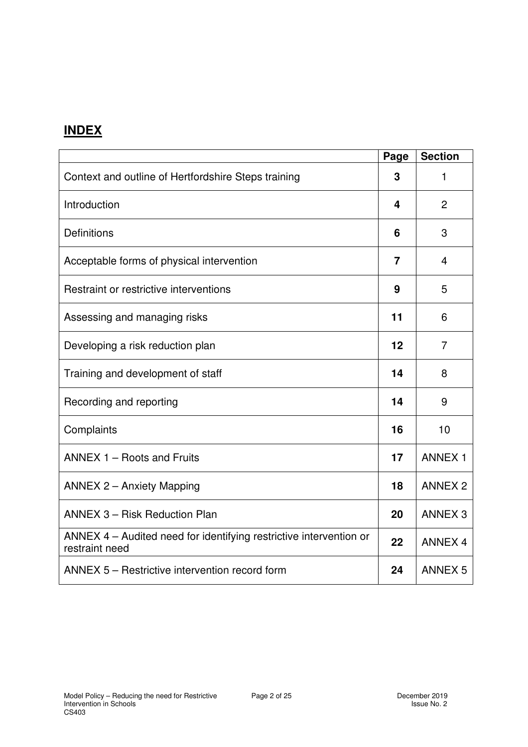## INDEX

| | Page | Section |
|---|---|---|
| Context and outline of Hertfordshire Steps training | 3 | 1 |
| Introduction | 4 | 2 |
| Definitions | 6 | 3 |
| Acceptable forms of physical intervention | 7 | 4 |
| Restraint or restrictive interventions | 9 | 5 |
| Assessing and managing risks | 11 | 6 |
| Developing a risk reduction plan | 12 | 7 |
| Training and development of staff | 14 | 8 |
| Recording and reporting | 14 | 9 |
| Complaints | 16 | 10 |
| ANNEX 1 – Roots and Fruits | 17 | ANNEX 1 |
| ANNEX 2 – Anxiety Mapping | 18 | ANNEX 2 |
| ANNEX 3 – Risk Reduction Plan | 20 | ANNEX 3 |
| ANNEX 4 – Audited need for identifying restrictive intervention or restraint need | 22 | ANNEX 4 |
| ANNEX 5 – Restrictive intervention record form | 24 | ANNEX 5 |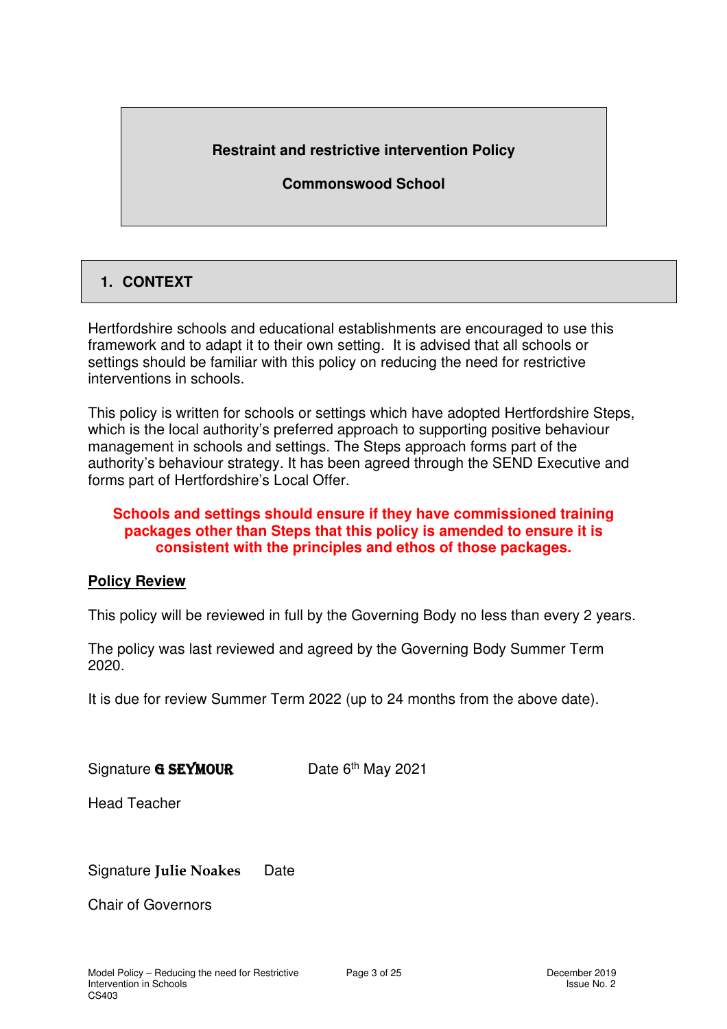**Restraint and restrictive intervention Policy**

**Commonswood School**

## 1. CONTEXT

Hertfordshire schools and educational establishments are encouraged to use this framework and to adapt it to their own setting. It is advised that all schools or settings should be familiar with this policy on reducing the need for restrictive interventions in schools.

This policy is written for schools or settings which have adopted Hertfordshire Steps, which is the local authority's preferred approach to supporting positive behaviour management in schools and settings. The Steps approach forms part of the authority's behaviour strategy. It has been agreed through the SEND Executive and forms part of Hertfordshire's Local Offer.

**Schools and settings should ensure if they have commissioned training packages other than Steps that this policy is amended to ensure it is consistent with the principles and ethos of those packages.**

**Policy Review**

This policy will be reviewed in full by the Governing Body no less than every 2 years.

The policy was last reviewed and agreed by the Governing Body Summer Term 2020.

It is due for review Summer Term 2022 (up to 24 months from the above date).

Signature **G SEYMOUR** Date 6th May 2021

Head Teacher

Signature **Julie Noakes** Date

Chair of Governors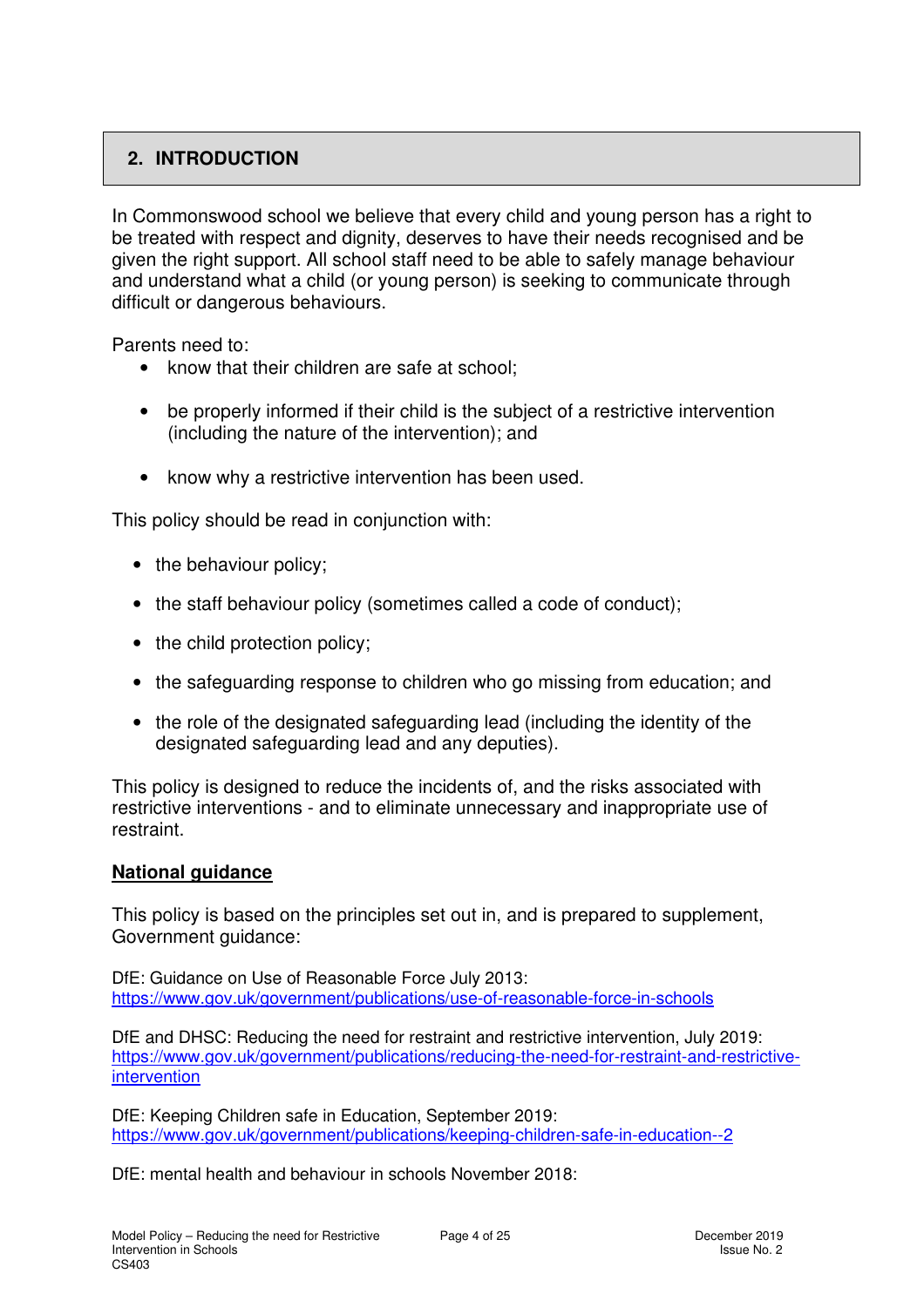## 2. INTRODUCTION

In Commonswood school we believe that every child and young person has a right to be treated with respect and dignity, deserves to have their needs recognised and be given the right support. All school staff need to be able to safely manage behaviour and understand what a child (or young person) is seeking to communicate through difficult or dangerous behaviours.

Parents need to:

- know that their children are safe at school;
- be properly informed if their child is the subject of a restrictive intervention (including the nature of the intervention); and
- know why a restrictive intervention has been used.

This policy should be read in conjunction with:

- the behaviour policy;
- the staff behaviour policy (sometimes called a code of conduct);
- the child protection policy;
- the safeguarding response to children who go missing from education; and
- the role of the designated safeguarding lead (including the identity of the designated safeguarding lead and any deputies).

This policy is designed to reduce the incidents of, and the risks associated with restrictive interventions - and to eliminate unnecessary and inappropriate use of restraint.

**National guidance**

This policy is based on the principles set out in, and is prepared to supplement, Government guidance:

DfE: Guidance on Use of Reasonable Force July 2013:
https://www.gov.uk/government/publications/use-of-reasonable-force-in-schools

DfE and DHSC: Reducing the need for restraint and restrictive intervention, July 2019:
https://www.gov.uk/government/publications/reducing-the-need-for-restraint-and-restrictive-intervention

DfE: Keeping Children safe in Education, September 2019:
https://www.gov.uk/government/publications/keeping-children-safe-in-education--2

DfE: mental health and behaviour in schools November 2018: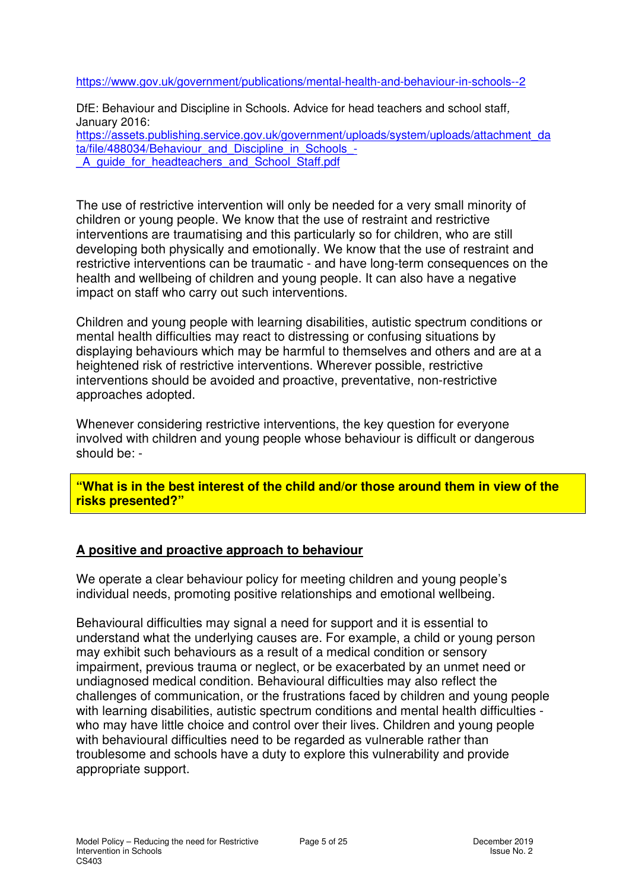https://www.gov.uk/government/publications/mental-health-and-behaviour-in-schools--2

DfE: Behaviour and Discipline in Schools. Advice for head teachers and school staff, January 2016:
https://assets.publishing.service.gov.uk/government/uploads/system/uploads/attachment_data/file/488034/Behaviour_and_Discipline_in_Schools_-_A_guide_for_headteachers_and_School_Staff.pdf

The use of restrictive intervention will only be needed for a very small minority of children or young people. We know that the use of restraint and restrictive interventions are traumatising and this particularly so for children, who are still developing both physically and emotionally. We know that the use of restraint and restrictive interventions can be traumatic - and have long-term consequences on the health and wellbeing of children and young people. It can also have a negative impact on staff who carry out such interventions.

Children and young people with learning disabilities, autistic spectrum conditions or mental health difficulties may react to distressing or confusing situations by displaying behaviours which may be harmful to themselves and others and are at a heightened risk of restrictive interventions. Wherever possible, restrictive interventions should be avoided and proactive, preventative, non-restrictive approaches adopted.

Whenever considering restrictive interventions, the key question for everyone involved with children and young people whose behaviour is difficult or dangerous should be: -

**"What is in the best interest of the child and/or those around them in view of the risks presented?"**

## A positive and proactive approach to behaviour

We operate a clear behaviour policy for meeting children and young people's individual needs, promoting positive relationships and emotional wellbeing.

Behavioural difficulties may signal a need for support and it is essential to understand what the underlying causes are. For example, a child or young person may exhibit such behaviours as a result of a medical condition or sensory impairment, previous trauma or neglect, or be exacerbated by an unmet need or undiagnosed medical condition. Behavioural difficulties may also reflect the challenges of communication, or the frustrations faced by children and young people with learning disabilities, autistic spectrum conditions and mental health difficulties - who may have little choice and control over their lives. Children and young people with behavioural difficulties need to be regarded as vulnerable rather than troublesome and schools have a duty to explore this vulnerability and provide appropriate support.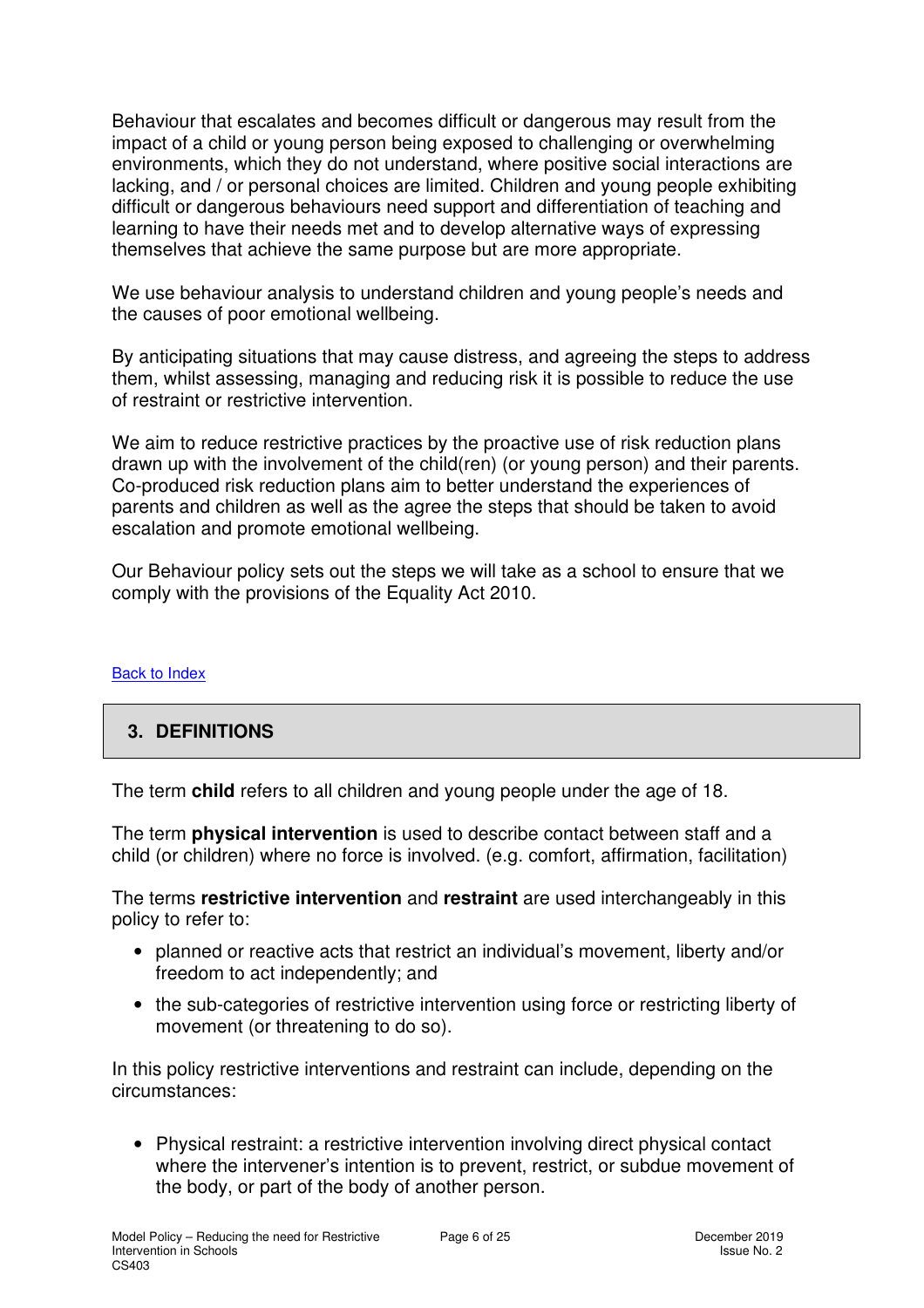Behaviour that escalates and becomes difficult or dangerous may result from the impact of a child or young person being exposed to challenging or overwhelming environments, which they do not understand, where positive social interactions are lacking, and / or personal choices are limited. Children and young people exhibiting difficult or dangerous behaviours need support and differentiation of teaching and learning to have their needs met and to develop alternative ways of expressing themselves that achieve the same purpose but are more appropriate.

We use behaviour analysis to understand children and young people's needs and the causes of poor emotional wellbeing.

By anticipating situations that may cause distress, and agreeing the steps to address them, whilst assessing, managing and reducing risk it is possible to reduce the use of restraint or restrictive intervention.

We aim to reduce restrictive practices by the proactive use of risk reduction plans drawn up with the involvement of the child(ren) (or young person) and their parents. Co-produced risk reduction plans aim to better understand the experiences of parents and children as well as the agree the steps that should be taken to avoid escalation and promote emotional wellbeing.

Our Behaviour policy sets out the steps we will take as a school to ensure that we comply with the provisions of the Equality Act 2010.

Back to Index

## 3. DEFINITIONS

The term **child** refers to all children and young people under the age of 18.

The term **physical intervention** is used to describe contact between staff and a child (or children) where no force is involved. (e.g. comfort, affirmation, facilitation)

The terms **restrictive intervention** and **restraint** are used interchangeably in this policy to refer to:

- planned or reactive acts that restrict an individual's movement, liberty and/or freedom to act independently; and
- the sub-categories of restrictive intervention using force or restricting liberty of movement (or threatening to do so).

In this policy restrictive interventions and restraint can include, depending on the circumstances:

- Physical restraint: a restrictive intervention involving direct physical contact where the intervener's intention is to prevent, restrict, or subdue movement of the body, or part of the body of another person.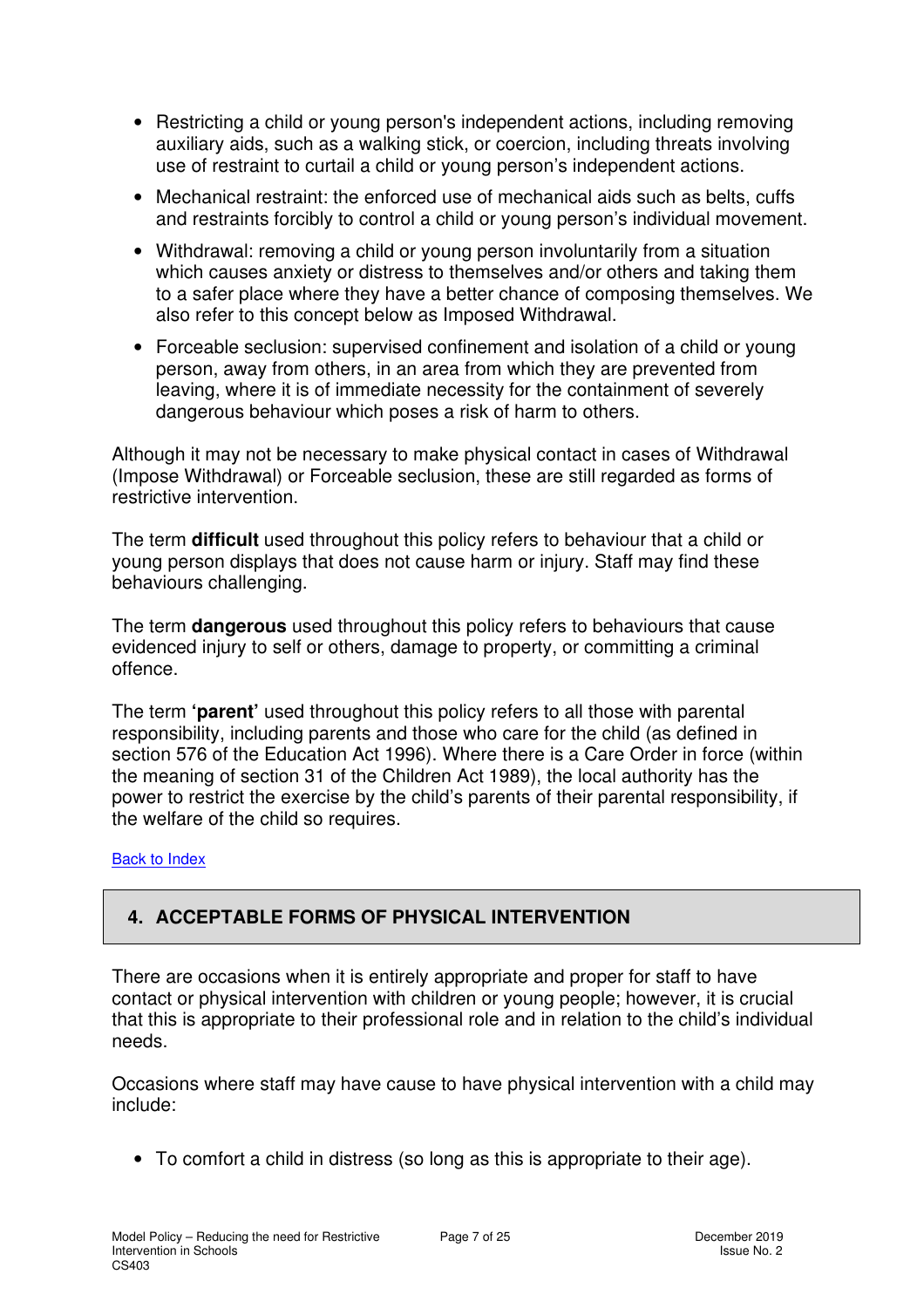- Restricting a child or young person's independent actions, including removing auxiliary aids, such as a walking stick, or coercion, including threats involving use of restraint to curtail a child or young person's independent actions.
- Mechanical restraint: the enforced use of mechanical aids such as belts, cuffs and restraints forcibly to control a child or young person's individual movement.
- Withdrawal: removing a child or young person involuntarily from a situation which causes anxiety or distress to themselves and/or others and taking them to a safer place where they have a better chance of composing themselves. We also refer to this concept below as Imposed Withdrawal.
- Forceable seclusion: supervised confinement and isolation of a child or young person, away from others, in an area from which they are prevented from leaving, where it is of immediate necessity for the containment of severely dangerous behaviour which poses a risk of harm to others.

Although it may not be necessary to make physical contact in cases of Withdrawal (Impose Withdrawal) or Forceable seclusion, these are still regarded as forms of restrictive intervention.

The term **difficult** used throughout this policy refers to behaviour that a child or young person displays that does not cause harm or injury. Staff may find these behaviours challenging.

The term **dangerous** used throughout this policy refers to behaviours that cause evidenced injury to self or others, damage to property, or committing a criminal offence.

The term **'parent'** used throughout this policy refers to all those with parental responsibility, including parents and those who care for the child (as defined in section 576 of the Education Act 1996). Where there is a Care Order in force (within the meaning of section 31 of the Children Act 1989), the local authority has the power to restrict the exercise by the child's parents of their parental responsibility, if the welfare of the child so requires.

Back to Index

## 4. ACCEPTABLE FORMS OF PHYSICAL INTERVENTION

There are occasions when it is entirely appropriate and proper for staff to have contact or physical intervention with children or young people; however, it is crucial that this is appropriate to their professional role and in relation to the child's individual needs.

Occasions where staff may have cause to have physical intervention with a child may include:

- To comfort a child in distress (so long as this is appropriate to their age).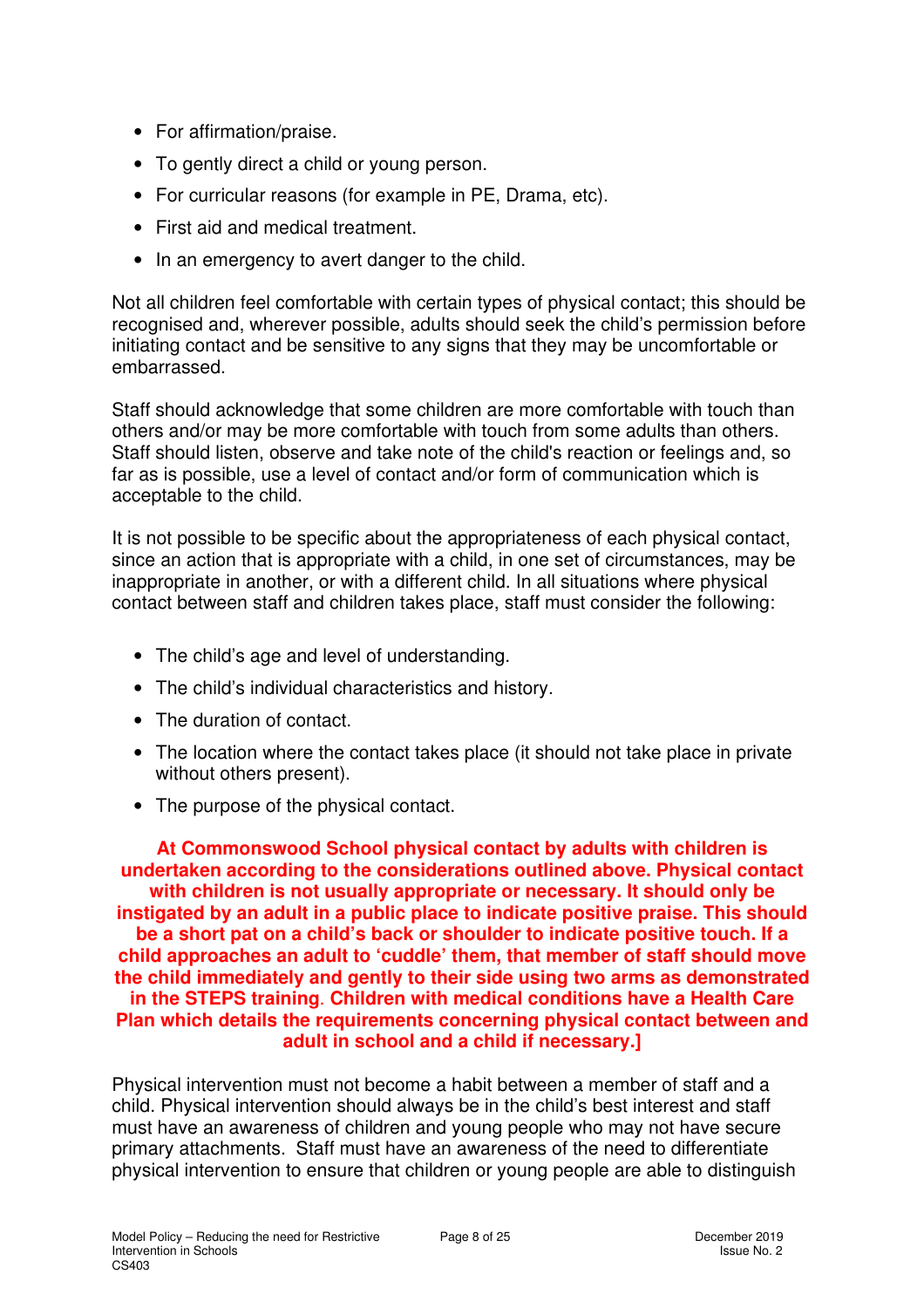- For affirmation/praise.
- To gently direct a child or young person.
- For curricular reasons (for example in PE, Drama, etc).
- First aid and medical treatment.
- In an emergency to avert danger to the child.

Not all children feel comfortable with certain types of physical contact; this should be recognised and, wherever possible, adults should seek the child's permission before initiating contact and be sensitive to any signs that they may be uncomfortable or embarrassed.

Staff should acknowledge that some children are more comfortable with touch than others and/or may be more comfortable with touch from some adults than others. Staff should listen, observe and take note of the child's reaction or feelings and, so far as is possible, use a level of contact and/or form of communication which is acceptable to the child.

It is not possible to be specific about the appropriateness of each physical contact, since an action that is appropriate with a child, in one set of circumstances, may be inappropriate in another, or with a different child. In all situations where physical contact between staff and children takes place, staff must consider the following:

- The child's age and level of understanding.
- The child's individual characteristics and history.
- The duration of contact.
- The location where the contact takes place (it should not take place in private without others present).
- The purpose of the physical contact.

**At Commonswood School physical contact by adults with children is undertaken according to the considerations outlined above. Physical contact with children is not usually appropriate or necessary. It should only be instigated by an adult in a public place to indicate positive praise. This should be a short pat on a child's back or shoulder to indicate positive touch. If a child approaches an adult to 'cuddle' them, that member of staff should move the child immediately and gently to their side using two arms as demonstrated in the STEPS training. Children with medical conditions have a Health Care Plan which details the requirements concerning physical contact between and adult in school and a child if necessary.]**

Physical intervention must not become a habit between a member of staff and a child. Physical intervention should always be in the child's best interest and staff must have an awareness of children and young people who may not have secure primary attachments. Staff must have an awareness of the need to differentiate physical intervention to ensure that children or young people are able to distinguish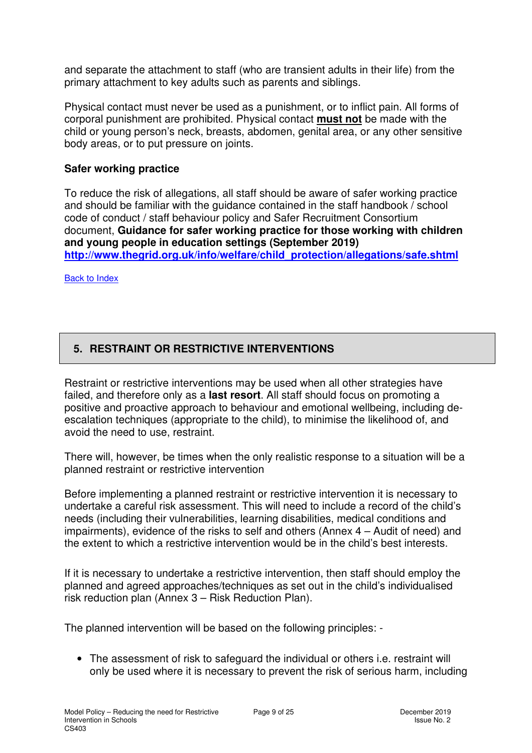and separate the attachment to staff (who are transient adults in their life) from the primary attachment to key adults such as parents and siblings.

Physical contact must never be used as a punishment, or to inflict pain. All forms of corporal punishment are prohibited. Physical contact **must not** be made with the child or young person's neck, breasts, abdomen, genital area, or any other sensitive body areas, or to put pressure on joints.

**Safer working practice**

To reduce the risk of allegations, all staff should be aware of safer working practice and should be familiar with the guidance contained in the staff handbook / school code of conduct / staff behaviour policy and Safer Recruitment Consortium document, **Guidance for safer working practice for those working with children and young people in education settings (September 2019)** **http://www.thegrid.org.uk/info/welfare/child_protection/allegations/safe.shtml**

Back to Index

## 5. RESTRAINT OR RESTRICTIVE INTERVENTIONS

Restraint or restrictive interventions may be used when all other strategies have failed, and therefore only as a **last resort**. All staff should focus on promoting a positive and proactive approach to behaviour and emotional wellbeing, including de-escalation techniques (appropriate to the child), to minimise the likelihood of, and avoid the need to use, restraint.

There will, however, be times when the only realistic response to a situation will be a planned restraint or restrictive intervention

Before implementing a planned restraint or restrictive intervention it is necessary to undertake a careful risk assessment. This will need to include a record of the child's needs (including their vulnerabilities, learning disabilities, medical conditions and impairments), evidence of the risks to self and others (Annex 4 – Audit of need) and the extent to which a restrictive intervention would be in the child's best interests.

If it is necessary to undertake a restrictive intervention, then staff should employ the planned and agreed approaches/techniques as set out in the child's individualised risk reduction plan (Annex 3 – Risk Reduction Plan).

The planned intervention will be based on the following principles: -

- The assessment of risk to safeguard the individual or others i.e. restraint will only be used where it is necessary to prevent the risk of serious harm, including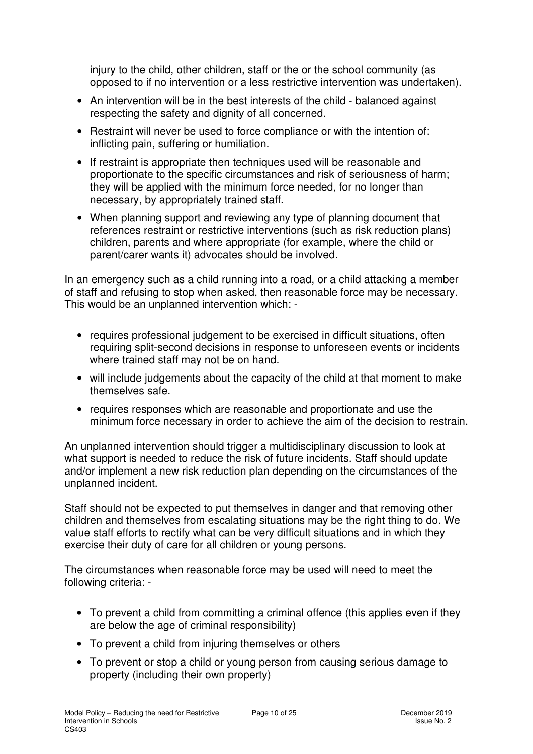injury to the child, other children, staff or the or the school community (as opposed to if no intervention or a less restrictive intervention was undertaken).

- An intervention will be in the best interests of the child - balanced against respecting the safety and dignity of all concerned.
- Restraint will never be used to force compliance or with the intention of: inflicting pain, suffering or humiliation.
- If restraint is appropriate then techniques used will be reasonable and proportionate to the specific circumstances and risk of seriousness of harm; they will be applied with the minimum force needed, for no longer than necessary, by appropriately trained staff.
- When planning support and reviewing any type of planning document that references restraint or restrictive interventions (such as risk reduction plans) children, parents and where appropriate (for example, where the child or parent/carer wants it) advocates should be involved.

In an emergency such as a child running into a road, or a child attacking a member of staff and refusing to stop when asked, then reasonable force may be necessary. This would be an unplanned intervention which: -

- requires professional judgement to be exercised in difficult situations, often requiring split-second decisions in response to unforeseen events or incidents where trained staff may not be on hand.
- will include judgements about the capacity of the child at that moment to make themselves safe.
- requires responses which are reasonable and proportionate and use the minimum force necessary in order to achieve the aim of the decision to restrain.

An unplanned intervention should trigger a multidisciplinary discussion to look at what support is needed to reduce the risk of future incidents. Staff should update and/or implement a new risk reduction plan depending on the circumstances of the unplanned incident.

Staff should not be expected to put themselves in danger and that removing other children and themselves from escalating situations may be the right thing to do. We value staff efforts to rectify what can be very difficult situations and in which they exercise their duty of care for all children or young persons.

The circumstances when reasonable force may be used will need to meet the following criteria: -

- To prevent a child from committing a criminal offence (this applies even if they are below the age of criminal responsibility)
- To prevent a child from injuring themselves or others
- To prevent or stop a child or young person from causing serious damage to property (including their own property)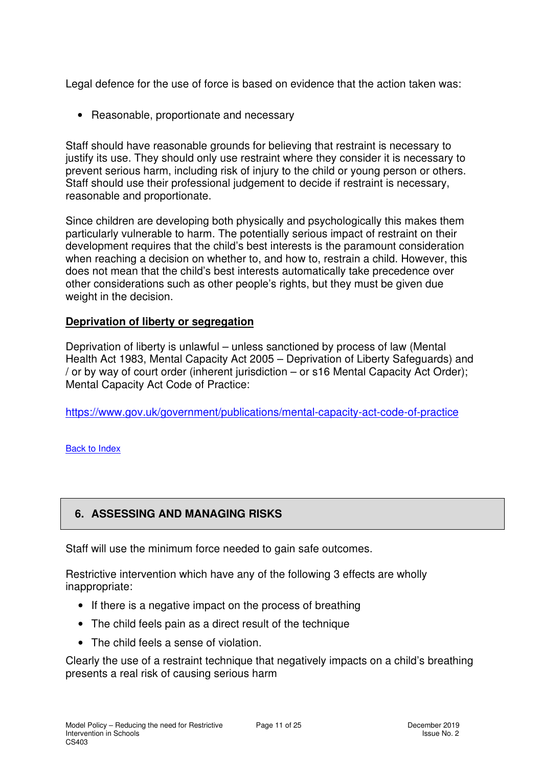Legal defence for the use of force is based on evidence that the action taken was:

- Reasonable, proportionate and necessary

Staff should have reasonable grounds for believing that restraint is necessary to justify its use. They should only use restraint where they consider it is necessary to prevent serious harm, including risk of injury to the child or young person or others. Staff should use their professional judgement to decide if restraint is necessary, reasonable and proportionate.

Since children are developing both physically and psychologically this makes them particularly vulnerable to harm. The potentially serious impact of restraint on their development requires that the child's best interests is the paramount consideration when reaching a decision on whether to, and how to, restrain a child. However, this does not mean that the child's best interests automatically take precedence over other considerations such as other people's rights, but they must be given due weight in the decision.

**Deprivation of liberty or segregation**

Deprivation of liberty is unlawful – unless sanctioned by process of law (Mental Health Act 1983, Mental Capacity Act 2005 – Deprivation of Liberty Safeguards) and / or by way of court order (inherent jurisdiction – or s16 Mental Capacity Act Order); Mental Capacity Act Code of Practice:

https://www.gov.uk/government/publications/mental-capacity-act-code-of-practice

Back to Index

## 6. ASSESSING AND MANAGING RISKS

Staff will use the minimum force needed to gain safe outcomes.

Restrictive intervention which have any of the following 3 effects are wholly inappropriate:

- If there is a negative impact on the process of breathing
- The child feels pain as a direct result of the technique
- The child feels a sense of violation.

Clearly the use of a restraint technique that negatively impacts on a child's breathing presents a real risk of causing serious harm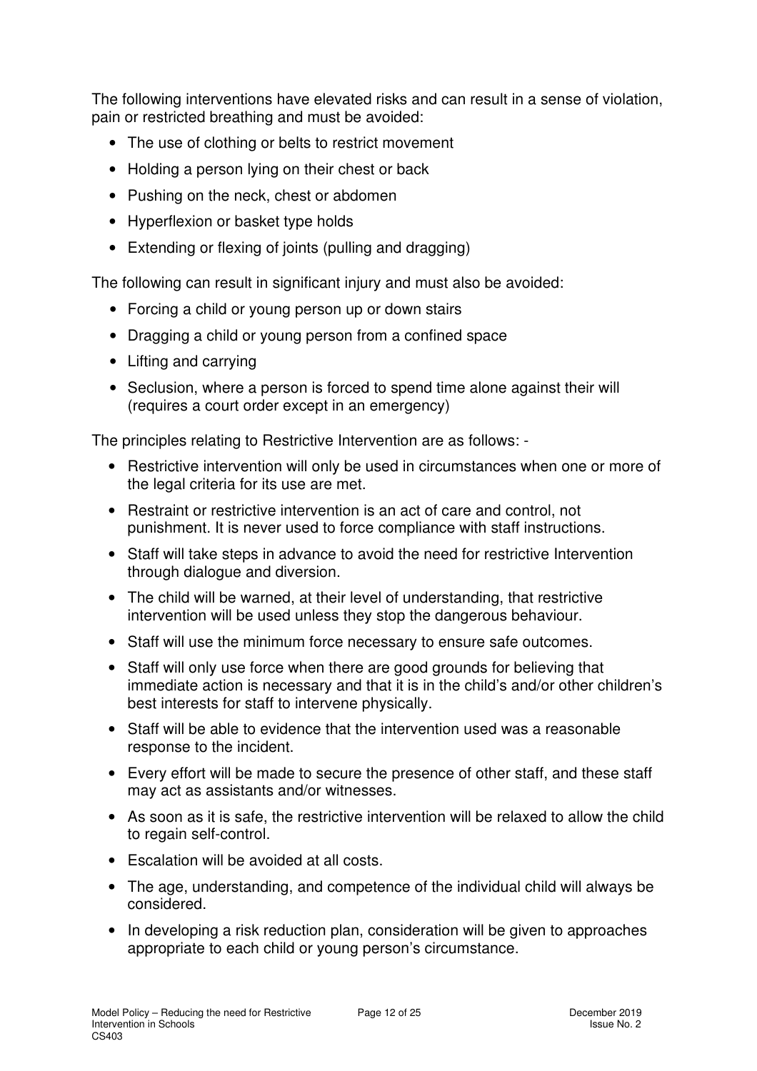The following interventions have elevated risks and can result in a sense of violation, pain or restricted breathing and must be avoided:

- The use of clothing or belts to restrict movement
- Holding a person lying on their chest or back
- Pushing on the neck, chest or abdomen
- Hyperflexion or basket type holds
- Extending or flexing of joints (pulling and dragging)

The following can result in significant injury and must also be avoided:

- Forcing a child or young person up or down stairs
- Dragging a child or young person from a confined space
- Lifting and carrying
- Seclusion, where a person is forced to spend time alone against their will (requires a court order except in an emergency)

The principles relating to Restrictive Intervention are as follows: -

- Restrictive intervention will only be used in circumstances when one or more of the legal criteria for its use are met.
- Restraint or restrictive intervention is an act of care and control, not punishment. It is never used to force compliance with staff instructions.
- Staff will take steps in advance to avoid the need for restrictive Intervention through dialogue and diversion.
- The child will be warned, at their level of understanding, that restrictive intervention will be used unless they stop the dangerous behaviour.
- Staff will use the minimum force necessary to ensure safe outcomes.
- Staff will only use force when there are good grounds for believing that immediate action is necessary and that it is in the child's and/or other children's best interests for staff to intervene physically.
- Staff will be able to evidence that the intervention used was a reasonable response to the incident.
- Every effort will be made to secure the presence of other staff, and these staff may act as assistants and/or witnesses.
- As soon as it is safe, the restrictive intervention will be relaxed to allow the child to regain self-control.
- Escalation will be avoided at all costs.
- The age, understanding, and competence of the individual child will always be considered.
- In developing a risk reduction plan, consideration will be given to approaches appropriate to each child or young person's circumstance.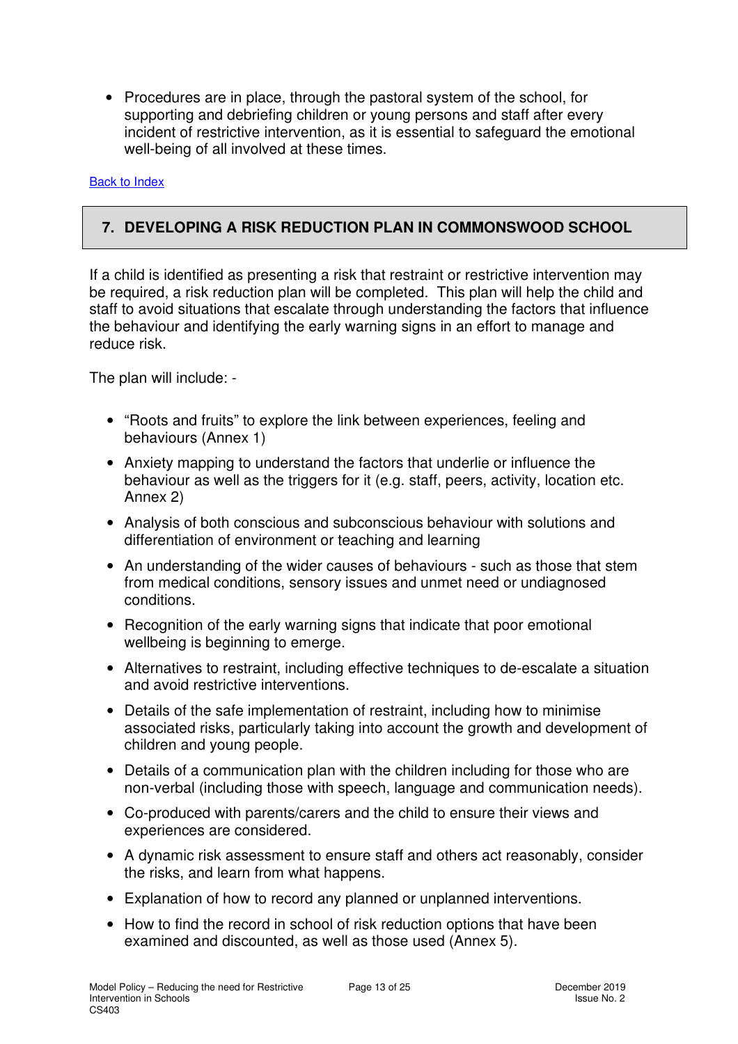- Procedures are in place, through the pastoral system of the school, for supporting and debriefing children or young persons and staff after every incident of restrictive intervention, as it is essential to safeguard the emotional well-being of all involved at these times.

[Back to Index]

## 7. DEVELOPING A RISK REDUCTION PLAN IN COMMONSWOOD SCHOOL

If a child is identified as presenting a risk that restraint or restrictive intervention may be required, a risk reduction plan will be completed. This plan will help the child and staff to avoid situations that escalate through understanding the factors that influence the behaviour and identifying the early warning signs in an effort to manage and reduce risk.

The plan will include: -

- "Roots and fruits" to explore the link between experiences, feeling and behaviours (Annex 1)
- Anxiety mapping to understand the factors that underlie or influence the behaviour as well as the triggers for it (e.g. staff, peers, activity, location etc. Annex 2)
- Analysis of both conscious and subconscious behaviour with solutions and differentiation of environment or teaching and learning
- An understanding of the wider causes of behaviours - such as those that stem from medical conditions, sensory issues and unmet need or undiagnosed conditions.
- Recognition of the early warning signs that indicate that poor emotional wellbeing is beginning to emerge.
- Alternatives to restraint, including effective techniques to de-escalate a situation and avoid restrictive interventions.
- Details of the safe implementation of restraint, including how to minimise associated risks, particularly taking into account the growth and development of children and young people.
- Details of a communication plan with the children including for those who are non-verbal (including those with speech, language and communication needs).
- Co-produced with parents/carers and the child to ensure their views and experiences are considered.
- A dynamic risk assessment to ensure staff and others act reasonably, consider the risks, and learn from what happens.
- Explanation of how to record any planned or unplanned interventions.
- How to find the record in school of risk reduction options that have been examined and discounted, as well as those used (Annex 5).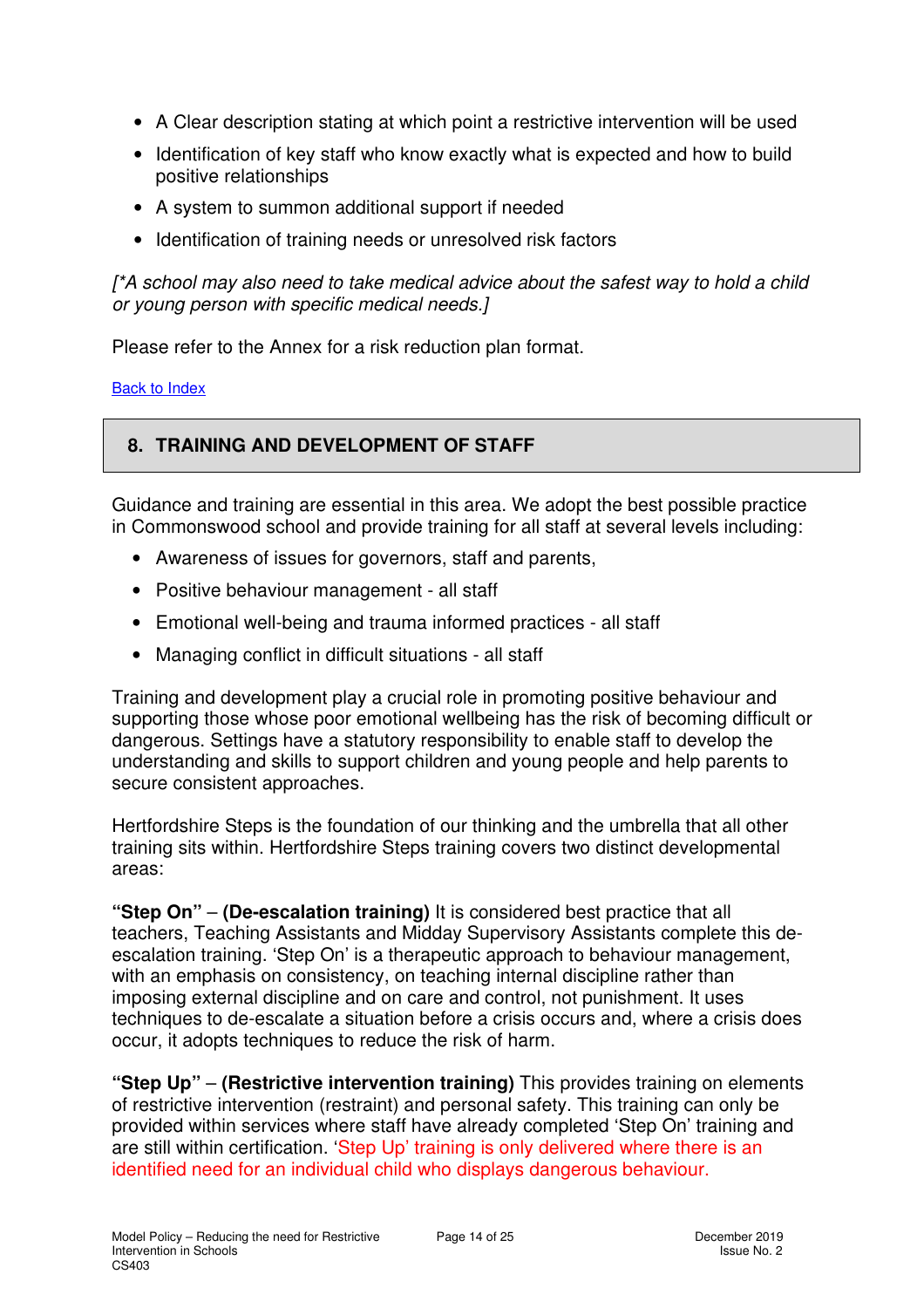- A Clear description stating at which point a restrictive intervention will be used
- Identification of key staff who know exactly what is expected and how to build positive relationships
- A system to summon additional support if needed
- Identification of training needs or unresolved risk factors

*[*A school may also need to take medical advice about the safest way to hold a child or young person with specific medical needs.]*

Please refer to the Annex for a risk reduction plan format.

Back to Index

## 8. TRAINING AND DEVELOPMENT OF STAFF

Guidance and training are essential in this area. We adopt the best possible practice in Commonswood school and provide training for all staff at several levels including:

- Awareness of issues for governors, staff and parents,
- Positive behaviour management - all staff
- Emotional well-being and trauma informed practices - all staff
- Managing conflict in difficult situations - all staff

Training and development play a crucial role in promoting positive behaviour and supporting those whose poor emotional wellbeing has the risk of becoming difficult or dangerous. Settings have a statutory responsibility to enable staff to develop the understanding and skills to support children and young people and help parents to secure consistent approaches.

Hertfordshire Steps is the foundation of our thinking and the umbrella that all other training sits within. Hertfordshire Steps training covers two distinct developmental areas:

**"Step On"** – **(De-escalation training)** It is considered best practice that all teachers, Teaching Assistants and Midday Supervisory Assistants complete this de-escalation training. 'Step On' is a therapeutic approach to behaviour management, with an emphasis on consistency, on teaching internal discipline rather than imposing external discipline and on care and control, not punishment. It uses techniques to de-escalate a situation before a crisis occurs and, where a crisis does occur, it adopts techniques to reduce the risk of harm.

**"Step Up"** – **(Restrictive intervention training)** This provides training on elements of restrictive intervention (restraint) and personal safety. This training can only be provided within services where staff have already completed 'Step On' training and are still within certification. 'Step Up' training is only delivered where there is an identified need for an individual child who displays dangerous behaviour.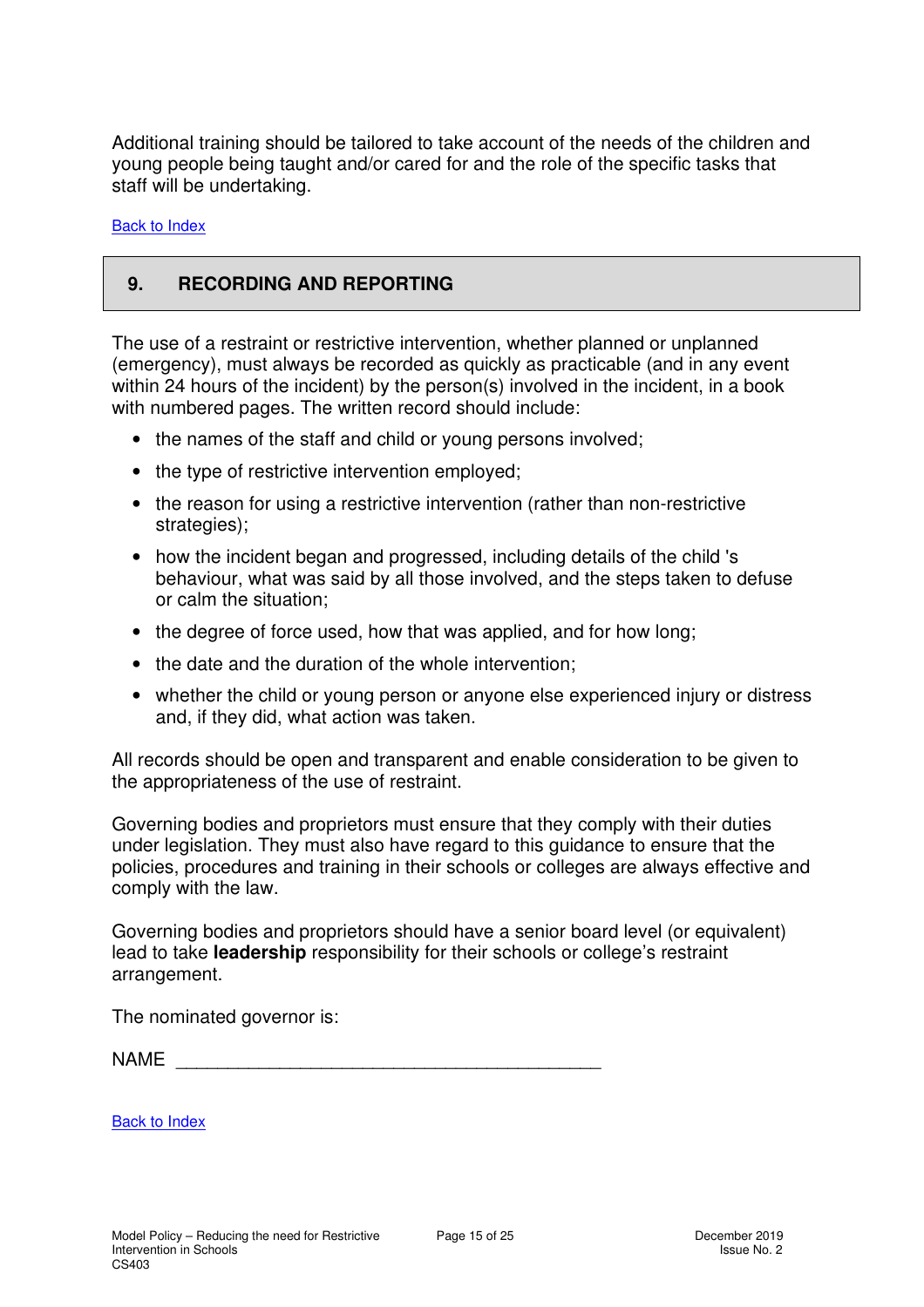Additional training should be tailored to take account of the needs of the children and young people being taught and/or cared for and the role of the specific tasks that staff will be undertaking.

[Back to Index]

## 9. RECORDING AND REPORTING

The use of a restraint or restrictive intervention, whether planned or unplanned (emergency), must always be recorded as quickly as practicable (and in any event within 24 hours of the incident) by the person(s) involved in the incident, in a book with numbered pages. The written record should include:

- the names of the staff and child or young persons involved;
- the type of restrictive intervention employed;
- the reason for using a restrictive intervention (rather than non-restrictive strategies);
- how the incident began and progressed, including details of the child 's behaviour, what was said by all those involved, and the steps taken to defuse or calm the situation;
- the degree of force used, how that was applied, and for how long;
- the date and the duration of the whole intervention;
- whether the child or young person or anyone else experienced injury or distress and, if they did, what action was taken.

All records should be open and transparent and enable consideration to be given to the appropriateness of the use of restraint.

Governing bodies and proprietors must ensure that they comply with their duties under legislation. They must also have regard to this guidance to ensure that the policies, procedures and training in their schools or colleges are always effective and comply with the law.

Governing bodies and proprietors should have a senior board level (or equivalent) lead to take **leadership** responsibility for their schools or college's restraint arrangement.

The nominated governor is:

NAME ___________________________________________

[Back to Index]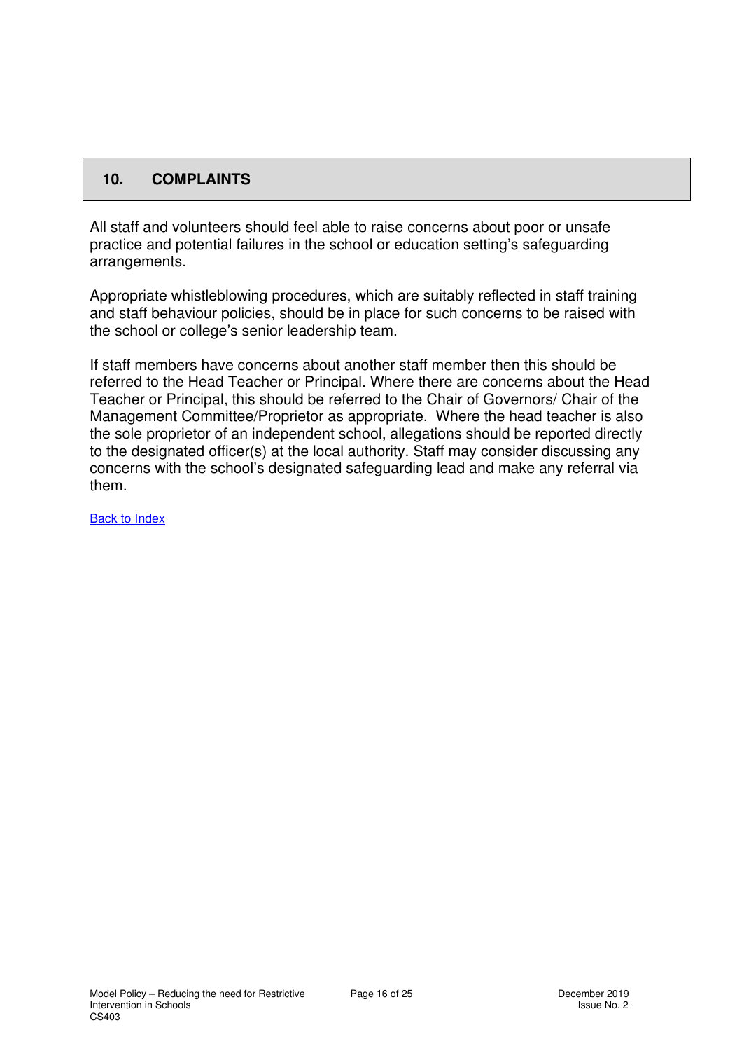## 10. COMPLAINTS

All staff and volunteers should feel able to raise concerns about poor or unsafe practice and potential failures in the school or education setting's safeguarding arrangements.

Appropriate whistleblowing procedures, which are suitably reflected in staff training and staff behaviour policies, should be in place for such concerns to be raised with the school or college's senior leadership team.

If staff members have concerns about another staff member then this should be referred to the Head Teacher or Principal. Where there are concerns about the Head Teacher or Principal, this should be referred to the Chair of Governors/ Chair of the Management Committee/Proprietor as appropriate. Where the head teacher is also the sole proprietor of an independent school, allegations should be reported directly to the designated officer(s) at the local authority. Staff may consider discussing any concerns with the school's designated safeguarding lead and make any referral via them.

Back to Index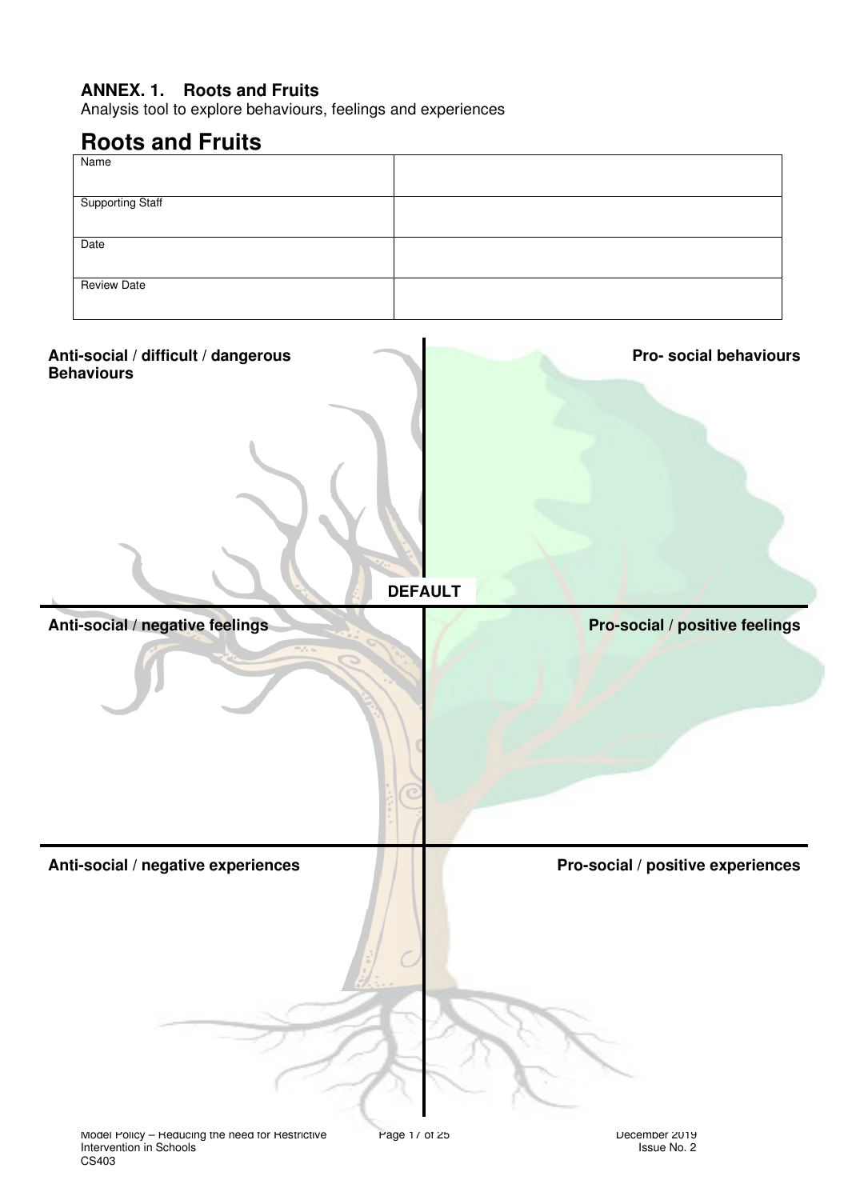**ANNEX. 1. Roots and Fruits**

Analysis tool to explore behaviours, feelings and experiences

## Roots and Fruits

| Name | |
| --- | --- |
| Supporting Staff | |
| Date | |
| Review Date | |

| Anti-social / difficult / dangerous Behaviours | Pro- social behaviours |
| --- | --- |
| | |

**DEFAULT**

| Anti-social / negative feelings | Pro-social / positive feelings |
| --- | --- |
| | |

| Anti-social / negative experiences | Pro-social / positive experiences |
| --- | --- |
| | |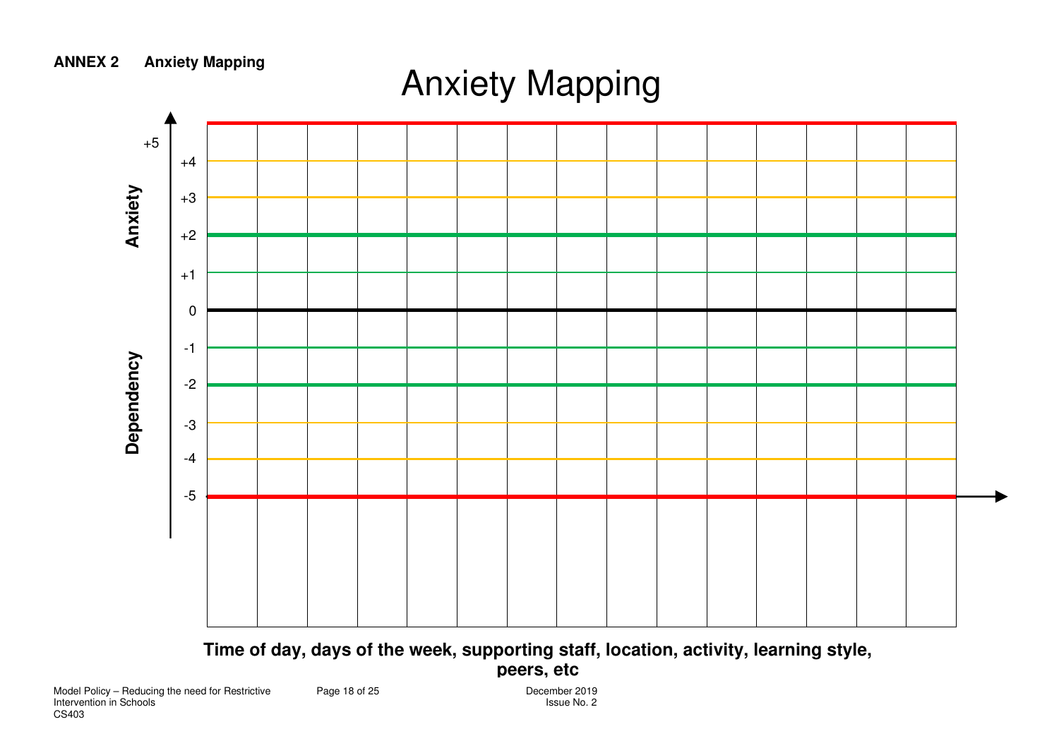**ANNEX 2 Anxiety Mapping**

# Anxiety Mapping

Anxiety

+5

+4

+3

+2

+1

0

-1

-2

-3

-4

-5

Dependency

**Time of day, days of the week, supporting staff, location, activity, learning style, peers, etc**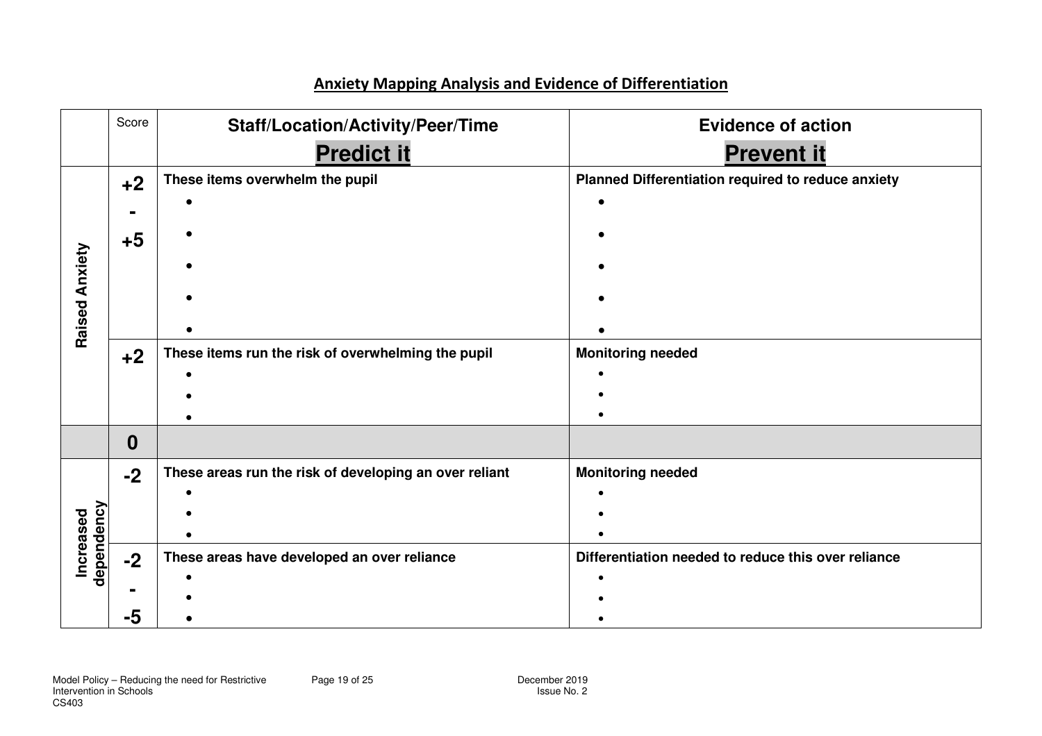## Anxiety Mapping Analysis and Evidence of Differentiation

| | Score | Staff/Location/Activity/Peer/Time<br>**Predict it** | Evidence of action<br>**Prevent it** |
|---|---|---|---|
| **Raised Anxiety** | **+2 - +5** | **These items overwhelm the pupil**<br>•<br>•<br>•<br>•<br>• | **Planned Differentiation required to reduce anxiety**<br>•<br>•<br>•<br>•<br>• |
| | **+2** | **These items run the risk of overwhelming the pupil**<br>•<br>•<br>• | **Monitoring needed**<br>•<br>•<br>• |
| | **0** | | |
| **Increased dependency** | **-2** | **These areas run the risk of developing an over reliant**<br>•<br>•<br>• | **Monitoring needed**<br>•<br>•<br>• |
| | **-2 - -5** | **These areas have developed an over reliance**<br>•<br>•<br>• | **Differentiation needed to reduce this over reliance**<br>•<br>•<br>• |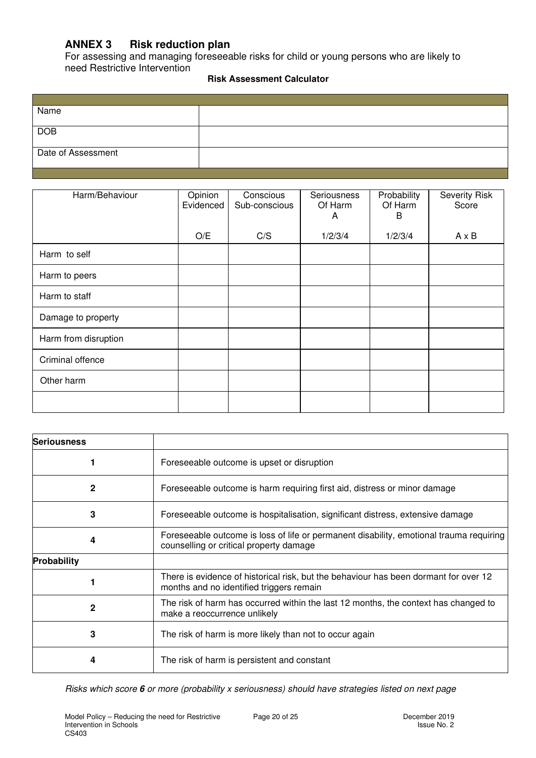## ANNEX 3 Risk reduction plan

For assessing and managing foreseeable risks for child or young persons who are likely to need Restrictive Intervention

**Risk Assessment Calculator**

| | |
|---|---|
| Name | |
| DOB | |
| Date of Assessment | |

| Harm/Behaviour | Opinion Evidenced | Conscious Sub-conscious | Seriousness Of Harm A | Probability Of Harm B | Severity Risk Score |
|---|---|---|---|---|---|
| | O/E | C/S | 1/2/3/4 | 1/2/3/4 | A x B |
| Harm to self | | | | | |
| Harm to peers | | | | | |
| Harm to staff | | | | | |
| Damage to property | | | | | |
| Harm from disruption | | | | | |
| Criminal offence | | | | | |
| Other harm | | | | | |
| | | | | | |

| **Seriousness** | |
|---|---|
| **1** | Foreseeable outcome is upset or disruption |
| **2** | Foreseeable outcome is harm requiring first aid, distress or minor damage |
| **3** | Foreseeable outcome is hospitalisation, significant distress, extensive damage |
| **4** | Foreseeable outcome is loss of life or permanent disability, emotional trauma requiring counselling or critical property damage |
| **Probability** | |
| **1** | There is evidence of historical risk, but the behaviour has been dormant for over 12 months and no identified triggers remain |
| **2** | The risk of harm has occurred within the last 12 months, the context has changed to make a reoccurrence unlikely |
| **3** | The risk of harm is more likely than not to occur again |
| **4** | The risk of harm is persistent and constant |

*Risks which score **6** or more (probability x seriousness) should have strategies listed on next page*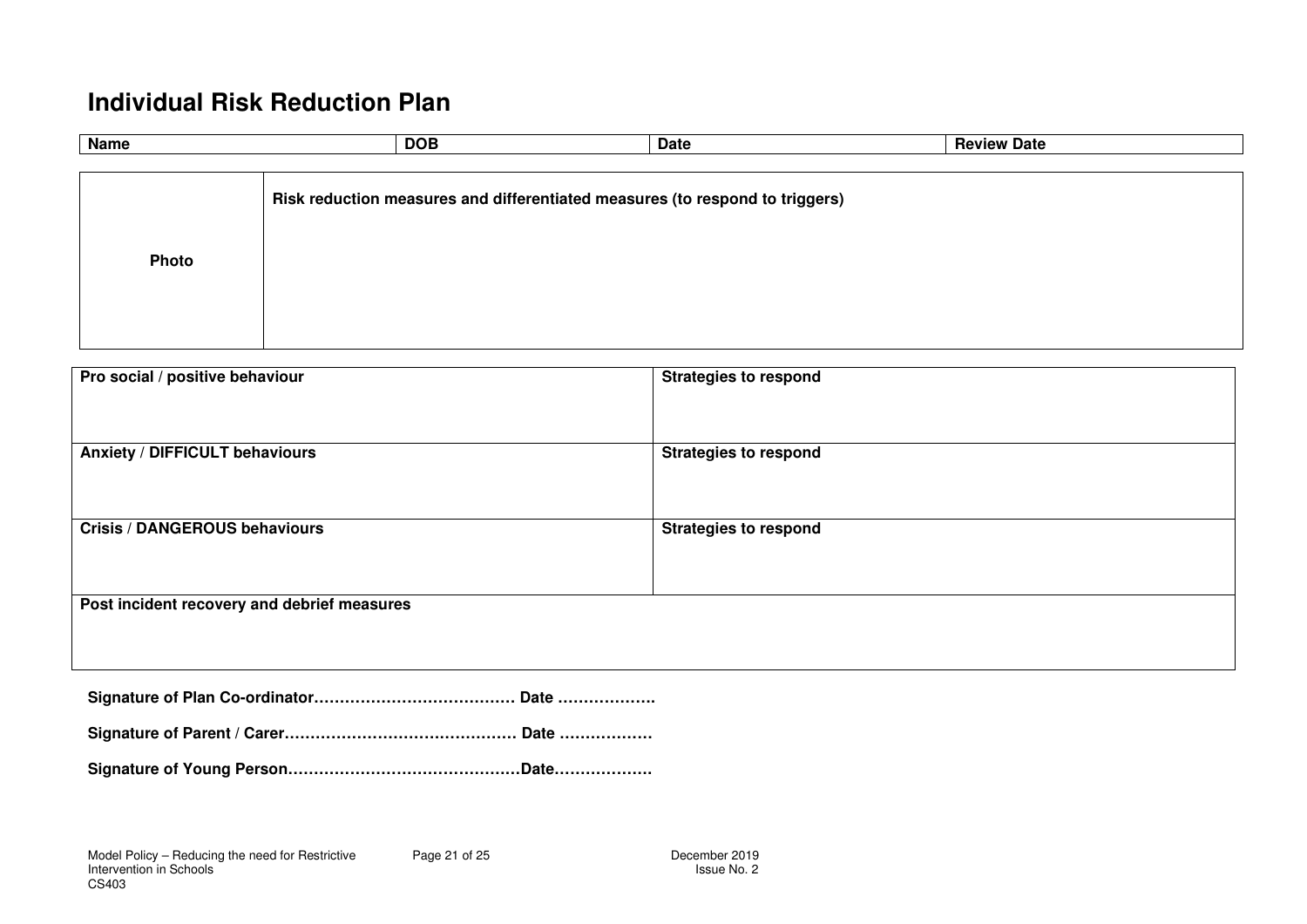# Individual Risk Reduction Plan

| Name | DOB | Date | Review Date |
|---|---|---|---|

| Photo | Risk reduction measures and differentiated measures (to respond to triggers) |
|---|---|

| Pro social / positive behaviour | Strategies to respond |
|---|---|
| **Anxiety / DIFFICULT behaviours** | **Strategies to respond** |
| **Crisis / DANGEROUS behaviours** | **Strategies to respond** |
| **Post incident recovery and debrief measures** | |

**Signature of Plan Co-ordinator………………………………… Date ……………….**

**Signature of Parent / Carer……………………………………… Date ………………**

**Signature of Young Person……………………………………Date………………**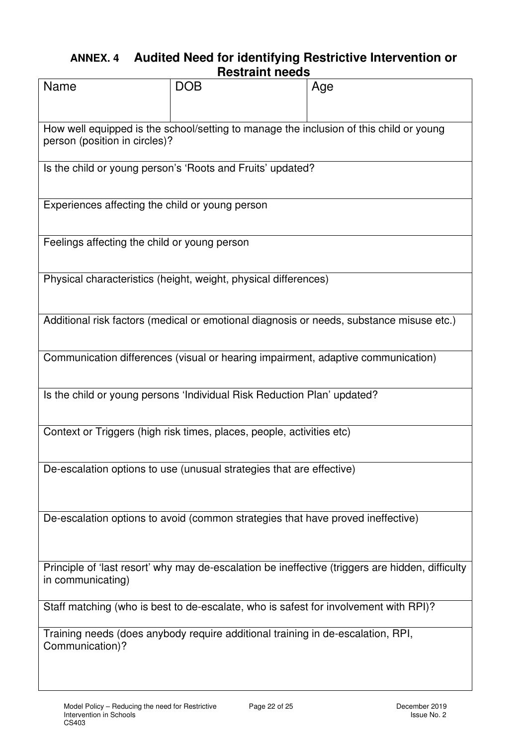## ANNEX. 4 Audited Need for identifying Restrictive Intervention or Restraint needs

| Name | DOB | Age |
|---|---|---|
| How well equipped is the school/setting to manage the inclusion of this child or young person (position in circles)? | | |
| Is the child or young person's 'Roots and Fruits' updated? | | |
| Experiences affecting the child or young person | | |
| Feelings affecting the child or young person | | |
| Physical characteristics (height, weight, physical differences) | | |
| Additional risk factors (medical or emotional diagnosis or needs, substance misuse etc.) | | |
| Communication differences (visual or hearing impairment, adaptive communication) | | |
| Is the child or young persons 'Individual Risk Reduction Plan' updated? | | |
| Context or Triggers (high risk times, places, people, activities etc) | | |
| De-escalation options to use (unusual strategies that are effective) | | |
| De-escalation options to avoid (common strategies that have proved ineffective) | | |
| Principle of 'last resort' why may de-escalation be ineffective (triggers are hidden, difficulty in communicating) | | |
| Staff matching (who is best to de-escalate, who is safest for involvement with RPI)? | | |
| Training needs (does anybody require additional training in de-escalation, RPI, Communication)? | | |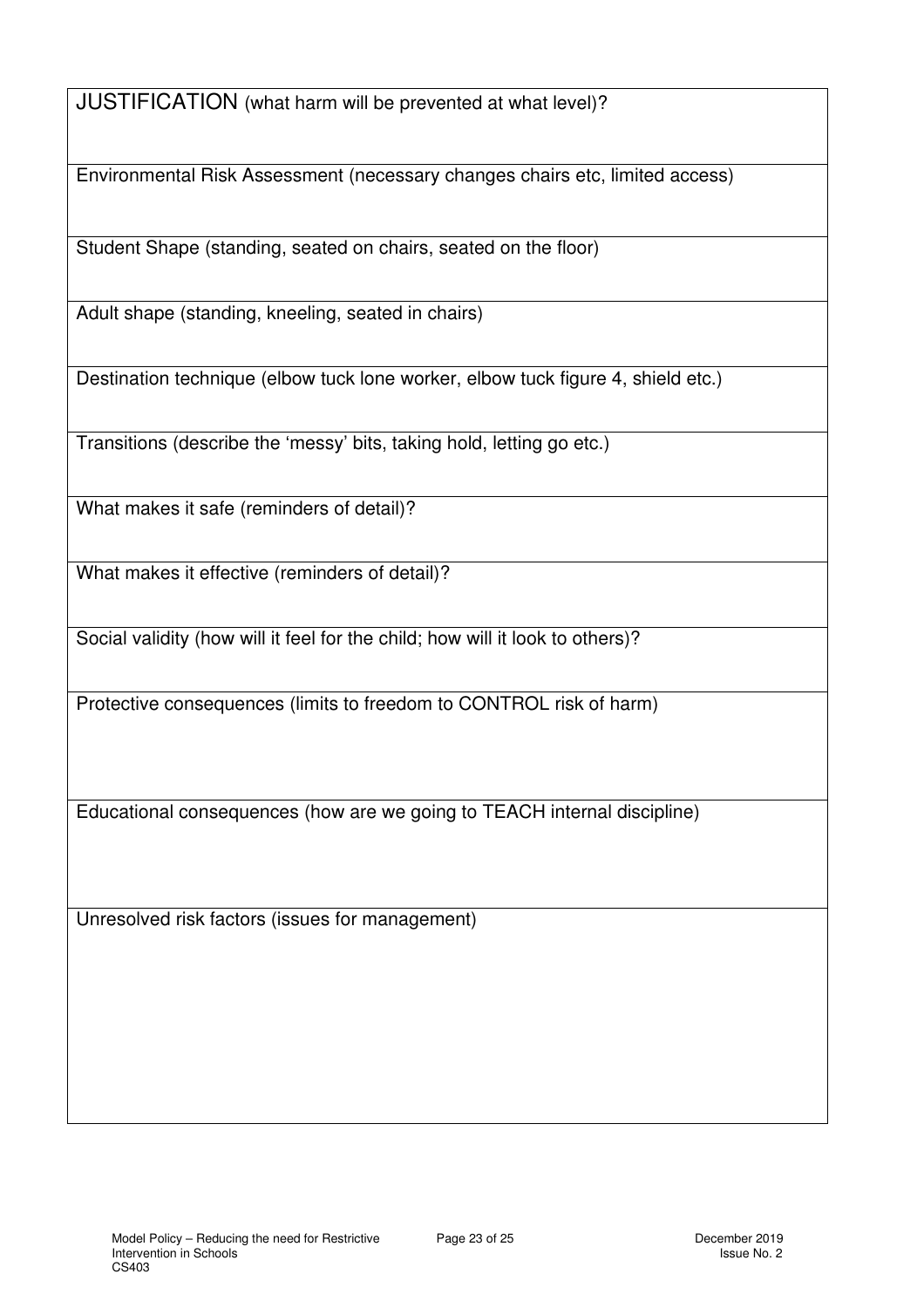| JUSTIFICATION (what harm will be prevented at what level)? |
| --- |
| Environmental Risk Assessment (necessary changes chairs etc, limited access) |
| Student Shape (standing, seated on chairs, seated on the floor) |
| Adult shape (standing, kneeling, seated in chairs) |
| Destination technique (elbow tuck lone worker, elbow tuck figure 4, shield etc.) |
| Transitions (describe the 'messy' bits, taking hold, letting go etc.) |
| What makes it safe (reminders of detail)? |
| What makes it effective (reminders of detail)? |
| Social validity (how will it feel for the child; how will it look to others)? |
| Protective consequences (limits to freedom to CONTROL risk of harm) |
| Educational consequences (how are we going to TEACH internal discipline) |
| Unresolved risk factors (issues for management) |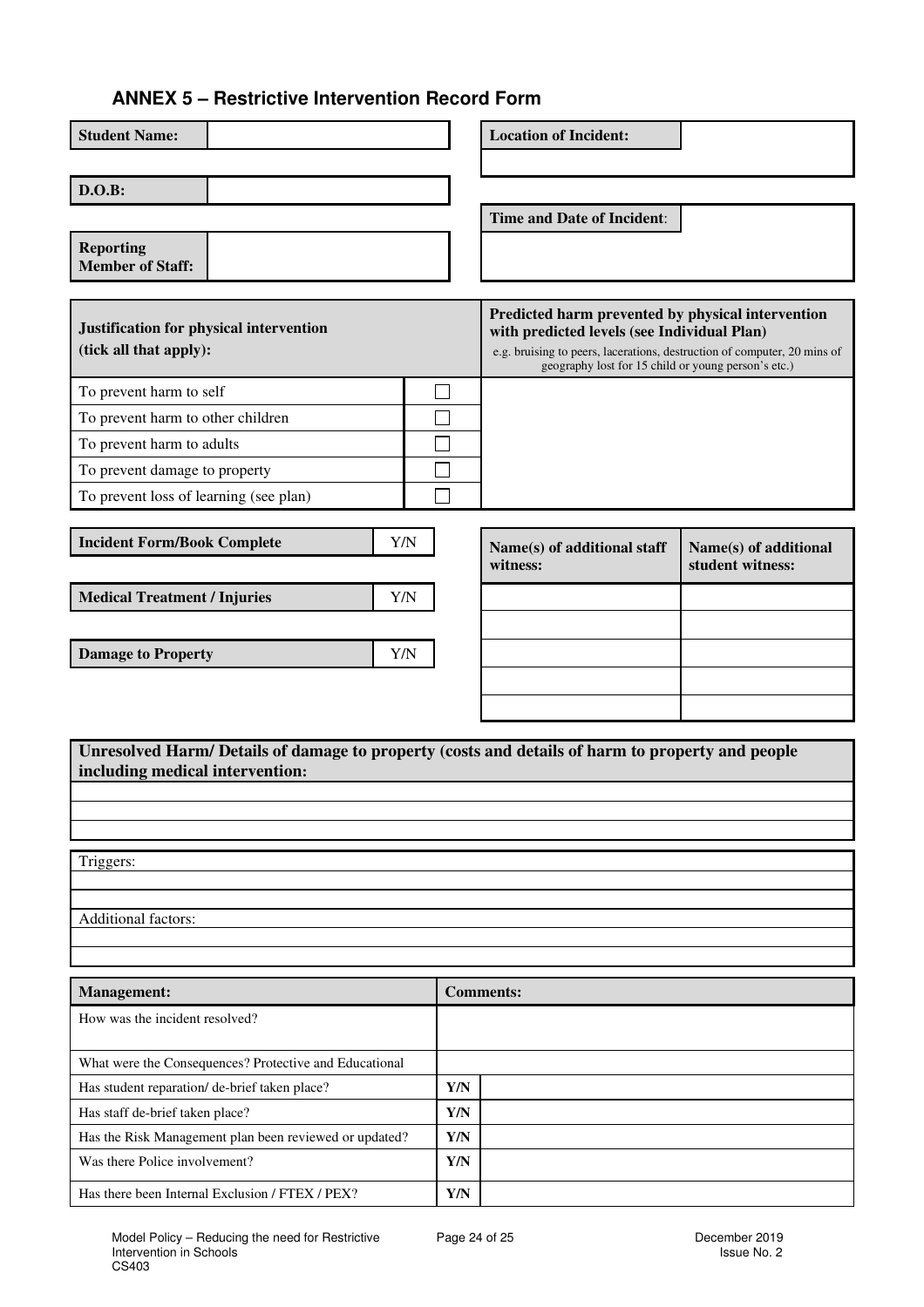## ANNEX 5 – Restrictive Intervention Record Form

| **Student Name:** | |
|---|---|
| **D.O.B:** | |
| **Reporting Member of Staff:** | |

| **Location of Incident:** | |
|---|---|
| **Time and Date of Incident**: | |

| **Justification for physical intervention (tick all that apply):** | | **Predicted harm prevented by physical intervention with predicted levels (see Individual Plan)** e.g. bruising to peers, lacerations, destruction of computer, 20 mins of geography lost for 15 child or young person's etc.) |
|---|---|---|
| To prevent harm to self | ☐ | |
| To prevent harm to other children | ☐ | |
| To prevent harm to adults | ☐ | |
| To prevent damage to property | ☐ | |
| To prevent loss of learning (see plan) | ☐ | |

| | |
|---|---|
| **Incident Form/Book Complete** | Y/N |
| **Medical Treatment / Injuries** | Y/N |
| **Damage to Property** | Y/N |

| **Name(s) of additional staff witness:** | **Name(s) of additional student witness:** |
|---|---|
| | |
| | |
| | |
| | |
| | |

| **Unresolved Harm/ Details of damage to property (costs and details of harm to property and people including medical intervention:** |
|---|
| |
| |
| |

| Triggers: |
|---|
| |
| |
| Additional factors: |
| |
| |

| **Management:** | **Comments:** | |
|---|---|---|
| How was the incident resolved? | | |
| What were the Consequences? Protective and Educational | | |
| Has student reparation/ de-brief taken place? | **Y/N** | |
| Has staff de-brief taken place? | **Y/N** | |
| Has the Risk Management plan been reviewed or updated? | **Y/N** | |
| Was there Police involvement? | **Y/N** | |
| Has there been Internal Exclusion / FTEX / PEX? | **Y/N** | |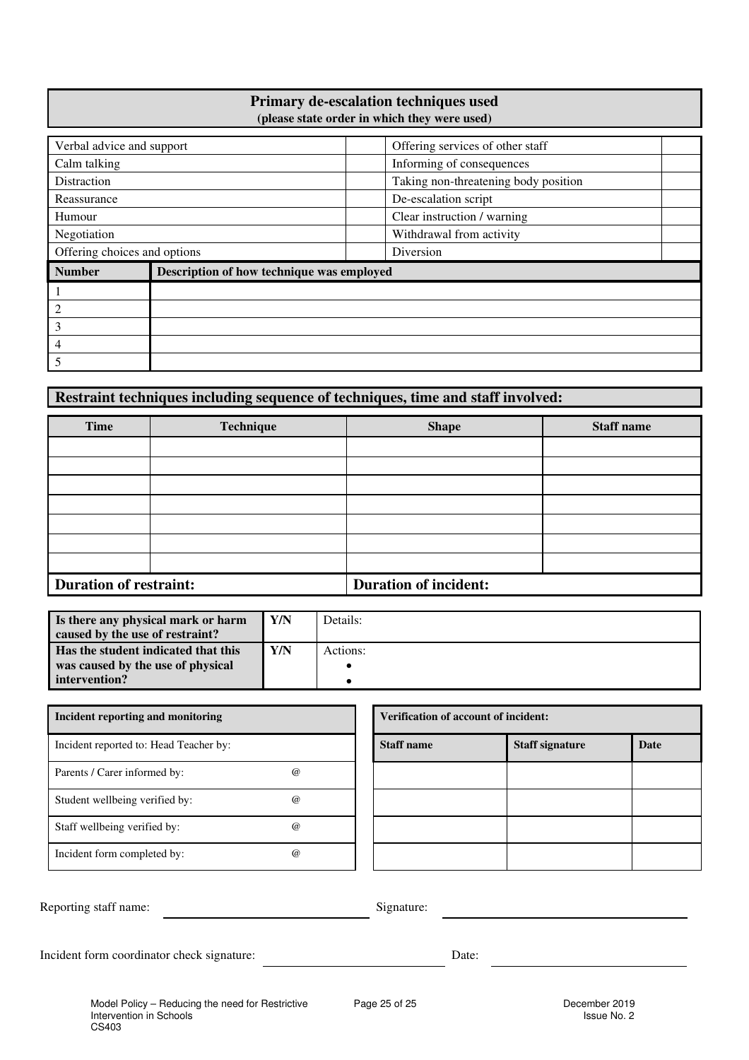## Primary de-escalation techniques used
**(please state order in which they were used)**

| | | | |
|---|---|---|---|
| Verbal advice and support | | Offering services of other staff | |
| Calm talking | | Informing of consequences | |
| Distraction | | Taking non-threatening body position | |
| Reassurance | | De-escalation script | |
| Humour | | Clear instruction / warning | |
| Negotiation | | Withdrawal from activity | |
| Offering choices and options | | Diversion | |

| Number | Description of how technique was employed |
|---|---|
| 1 | |
| 2 | |
| 3 | |
| 4 | |
| 5 | |

## Restraint techniques including sequence of techniques, time and staff involved:

| Time | Technique | Shape | Staff name |
|---|---|---|---|
| | | | |
| | | | |
| | | | |
| | | | |
| | | | |
| | | | |
| | | | |
| **Duration of restraint:** | | **Duration of incident:** | |

| | | |
|---|---|---|
| **Is there any physical mark or harm caused by the use of restraint?** | **Y/N** | Details: |
| **Has the student indicated that this was caused by the use of physical intervention?** | **Y/N** | Actions:<br>•<br>• |

| Incident reporting and monitoring | |
|---|---|
| Incident reported to: Head Teacher by: | |
| Parents / Carer informed by: | @ |
| Student wellbeing verified by: | @ |
| Staff wellbeing verified by: | @ |
| Incident form completed by: | @ |

| Verification of account of incident: | | |
|---|---|---|
| **Staff name** | **Staff signature** | **Date** |
| | | |
| | | |
| | | |
| | | |

Reporting staff name: ______________________ Signature: ______________________

Incident form coordinator check signature: ______________________ Date: ______________________